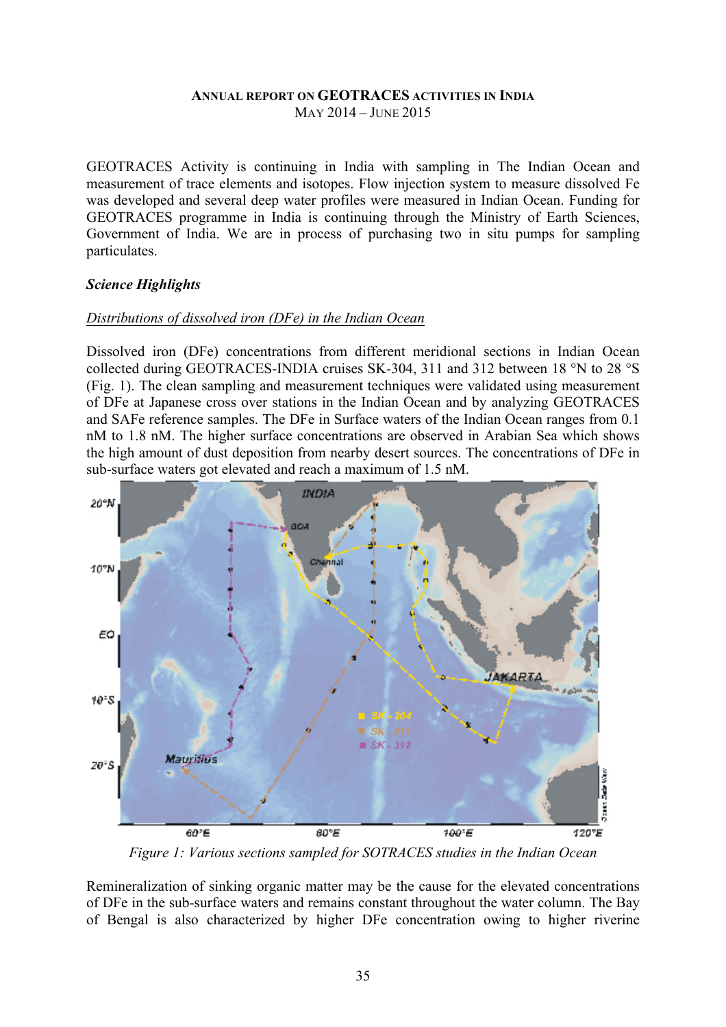# ANNUAL REPORT ON GEOTRACES ACTIVITIES IN INDIA
MAY 2014 – JUNE 2015

GEOTRACES Activity is continuing in India with sampling in The Indian Ocean and measurement of trace elements and isotopes. Flow injection system to measure dissolved Fe was developed and several deep water profiles were measured in Indian Ocean. Funding for GEOTRACES programme in India is continuing through the Ministry of Earth Sciences, Government of India. We are in process of purchasing two in situ pumps for sampling particulates.

### *Science Highlights*

<u>*Distributions of dissolved iron (DFe) in the Indian Ocean*</u>

Dissolved iron (DFe) concentrations from different meridional sections in Indian Ocean collected during GEOTRACES-INDIA cruises SK-304, 311 and 312 between 18 °N to 28 °S (Fig. 1). The clean sampling and measurement techniques were validated using measurement of DFe at Japanese cross over stations in the Indian Ocean and by analyzing GEOTRACES and SAFe reference samples. The DFe in Surface waters of the Indian Ocean ranges from 0.1 nM to 1.8 nM. The higher surface concentrations are observed in Arabian Sea which shows the high amount of dust deposition from nearby desert sources. The concentrations of DFe in sub-surface waters got elevated and reach a maximum of 1.5 nM.

*Figure 1: Various sections sampled for SOTRACES studies in the Indian Ocean*

Remineralization of sinking organic matter may be the cause for the elevated concentrations of DFe in the sub-surface waters and remains constant throughout the water column. The Bay of Bengal is also characterized by higher DFe concentration owing to higher riverine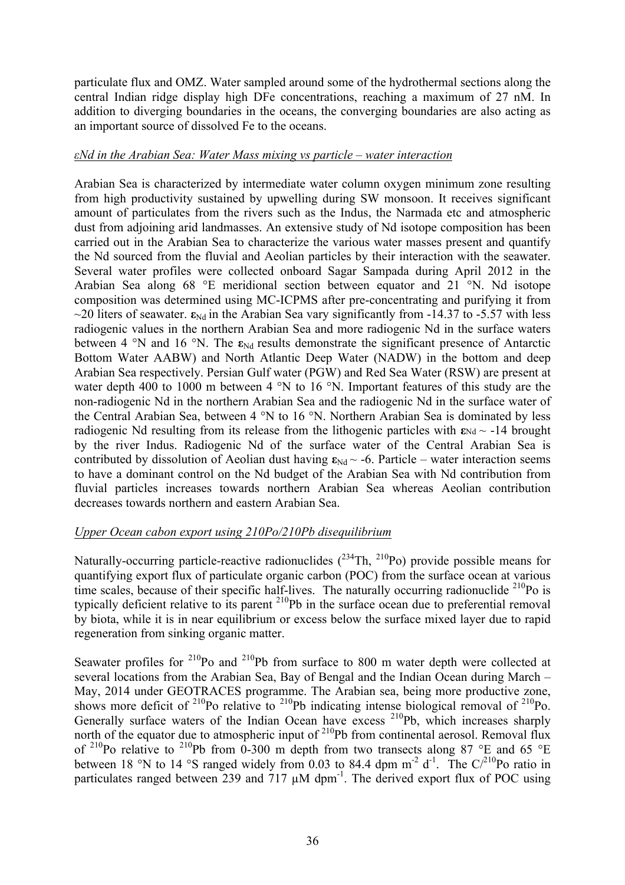particulate flux and OMZ. Water sampled around some of the hydrothermal sections along the central Indian ridge display high DFe concentrations, reaching a maximum of 27 nM. In addition to diverging boundaries in the oceans, the converging boundaries are also acting as an important source of dissolved Fe to the oceans.

*εNd in the Arabian Sea: Water Mass mixing vs particle – water interaction*

Arabian Sea is characterized by intermediate water column oxygen minimum zone resulting from high productivity sustained by upwelling during SW monsoon. It receives significant amount of particulates from the rivers such as the Indus, the Narmada etc and atmospheric dust from adjoining arid landmasses. An extensive study of Nd isotope composition has been carried out in the Arabian Sea to characterize the various water masses present and quantify the Nd sourced from the fluvial and Aeolian particles by their interaction with the seawater. Several water profiles were collected onboard Sagar Sampada during April 2012 in the Arabian Sea along 68 °E meridional section between equator and 21 °N. Nd isotope composition was determined using MC-ICPMS after pre-concentrating and purifying it from ~20 liters of seawater. $\varepsilon_{Nd}$ in the Arabian Sea vary significantly from -14.37 to -5.57 with less radiogenic values in the northern Arabian Sea and more radiogenic Nd in the surface waters between 4 °N and 16 °N. The $\varepsilon_{Nd}$ results demonstrate the significant presence of Antarctic Bottom Water AABW) and North Atlantic Deep Water (NADW) in the bottom and deep Arabian Sea respectively. Persian Gulf water (PGW) and Red Sea Water (RSW) are present at water depth 400 to 1000 m between 4 °N to 16 °N. Important features of this study are the non-radiogenic Nd in the northern Arabian Sea and the radiogenic Nd in the surface water of the Central Arabian Sea, between 4 °N to 16 °N. Northern Arabian Sea is dominated by less radiogenic Nd resulting from its release from the lithogenic particles with $\varepsilon_{Nd} \sim -14$ brought by the river Indus. Radiogenic Nd of the surface water of the Central Arabian Sea is contributed by dissolution of Aeolian dust having $\varepsilon_{Nd} \sim -6$. Particle – water interaction seems to have a dominant control on the Nd budget of the Arabian Sea with Nd contribution from fluvial particles increases towards northern Arabian Sea whereas Aeolian contribution decreases towards northern and eastern Arabian Sea.

*Upper Ocean cabon export using 210Po/210Pb disequilibrium*

Naturally-occurring particle-reactive radionuclides ($^{234}$Th, $^{210}$Po) provide possible means for quantifying export flux of particulate organic carbon (POC) from the surface ocean at various time scales, because of their specific half-lives. The naturally occurring radionuclide $^{210}$Po is typically deficient relative to its parent $^{210}$Pb in the surface ocean due to preferential removal by biota, while it is in near equilibrium or excess below the surface mixed layer due to rapid regeneration from sinking organic matter.

Seawater profiles for $^{210}$Po and $^{210}$Pb from surface to 800 m water depth were collected at several locations from the Arabian Sea, Bay of Bengal and the Indian Ocean during March – May, 2014 under GEOTRACES programme. The Arabian sea, being more productive zone, shows more deficit of $^{210}$Po relative to $^{210}$Pb indicating intense biological removal of $^{210}$Po. Generally surface waters of the Indian Ocean have excess $^{210}$Pb, which increases sharply north of the equator due to atmospheric input of $^{210}$Pb from continental aerosol. Removal flux of $^{210}$Po relative to $^{210}$Pb from 0-300 m depth from two transects along 87 °E and 65 °E between 18 °N to 14 °S ranged widely from 0.03 to 84.4 dpm m$^{-2}$ d$^{-1}$. The C/$^{210}$Po ratio in particulates ranged between 239 and 717 µM dpm$^{-1}$. The derived export flux of POC using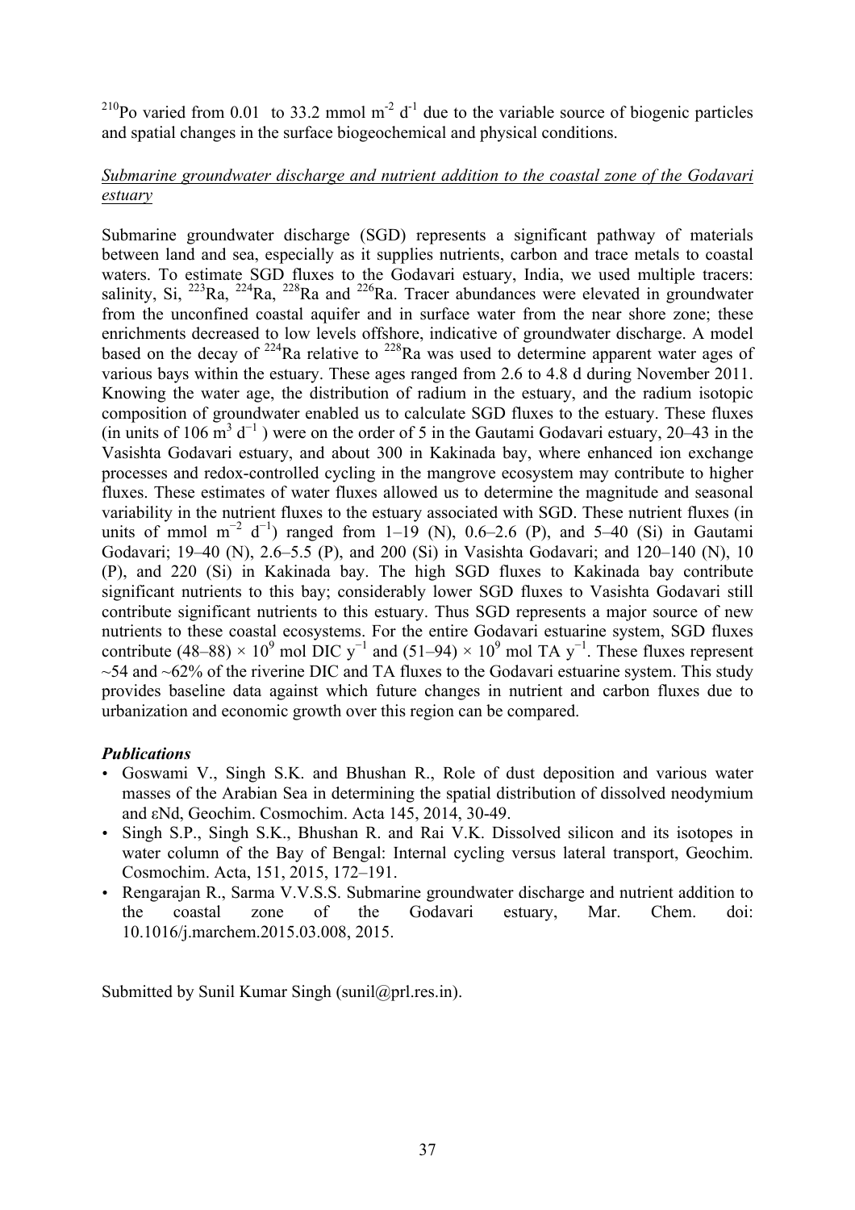$^{210}Po$ varied from 0.01 to 33.2 mmol $m^{-2}$ $d^{-1}$ due to the variable source of biogenic particles and spatial changes in the surface biogeochemical and physical conditions.

*Submarine groundwater discharge and nutrient addition to the coastal zone of the Godavari estuary*

Submarine groundwater discharge (SGD) represents a significant pathway of materials between land and sea, especially as it supplies nutrients, carbon and trace metals to coastal waters. To estimate SGD fluxes to the Godavari estuary, India, we used multiple tracers: salinity, Si, $^{223}Ra$, $^{224}Ra$, $^{228}Ra$ and $^{226}Ra$. Tracer abundances were elevated in groundwater from the unconfined coastal aquifer and in surface water from the near shore zone; these enrichments decreased to low levels offshore, indicative of groundwater discharge. A model based on the decay of $^{224}Ra$ relative to $^{228}Ra$ was used to determine apparent water ages of various bays within the estuary. These ages ranged from 2.6 to 4.8 d during November 2011. Knowing the water age, the distribution of radium in the estuary, and the radium isotopic composition of groundwater enabled us to calculate SGD fluxes to the estuary. These fluxes (in units of 106 $m^3$ $d^{-1}$ ) were on the order of 5 in the Gautami Godavari estuary, 20–43 in the Vasishta Godavari estuary, and about 300 in Kakinada bay, where enhanced ion exchange processes and redox-controlled cycling in the mangrove ecosystem may contribute to higher fluxes. These estimates of water fluxes allowed us to determine the magnitude and seasonal variability in the nutrient fluxes to the estuary associated with SGD. These nutrient fluxes (in units of mmol $m^{-2}$ $d^{-1}$) ranged from 1–19 (N), 0.6–2.6 (P), and 5–40 (Si) in Gautami Godavari; 19–40 (N), 2.6–5.5 (P), and 200 (Si) in Vasishta Godavari; and 120–140 (N), 10 (P), and 220 (Si) in Kakinada bay. The high SGD fluxes to Kakinada bay contribute significant nutrients to this bay; considerably lower SGD fluxes to Vasishta Godavari still contribute significant nutrients to this estuary. Thus SGD represents a major source of new nutrients to these coastal ecosystems. For the entire Godavari estuarine system, SGD fluxes contribute (48–88) × $10^9$ mol DIC $y^{-1}$ and (51–94) × $10^9$ mol TA $y^{-1}$. These fluxes represent ~54 and ~62% of the riverine DIC and TA fluxes to the Godavari estuarine system. This study provides baseline data against which future changes in nutrient and carbon fluxes due to urbanization and economic growth over this region can be compared.

***Publications***

- Goswami V., Singh S.K. and Bhushan R., Role of dust deposition and various water masses of the Arabian Sea in determining the spatial distribution of dissolved neodymium and εNd, Geochim. Cosmochim. Acta 145, 2014, 30-49.
- Singh S.P., Singh S.K., Bhushan R. and Rai V.K. Dissolved silicon and its isotopes in water column of the Bay of Bengal: Internal cycling versus lateral transport, Geochim. Cosmochim. Acta, 151, 2015, 172–191.
- Rengarajan R., Sarma V.V.S.S. Submarine groundwater discharge and nutrient addition to the coastal zone of the Godavari estuary, Mar. Chem. doi: 10.1016/j.marchem.2015.03.008, 2015.

Submitted by Sunil Kumar Singh (sunil@prl.res.in).